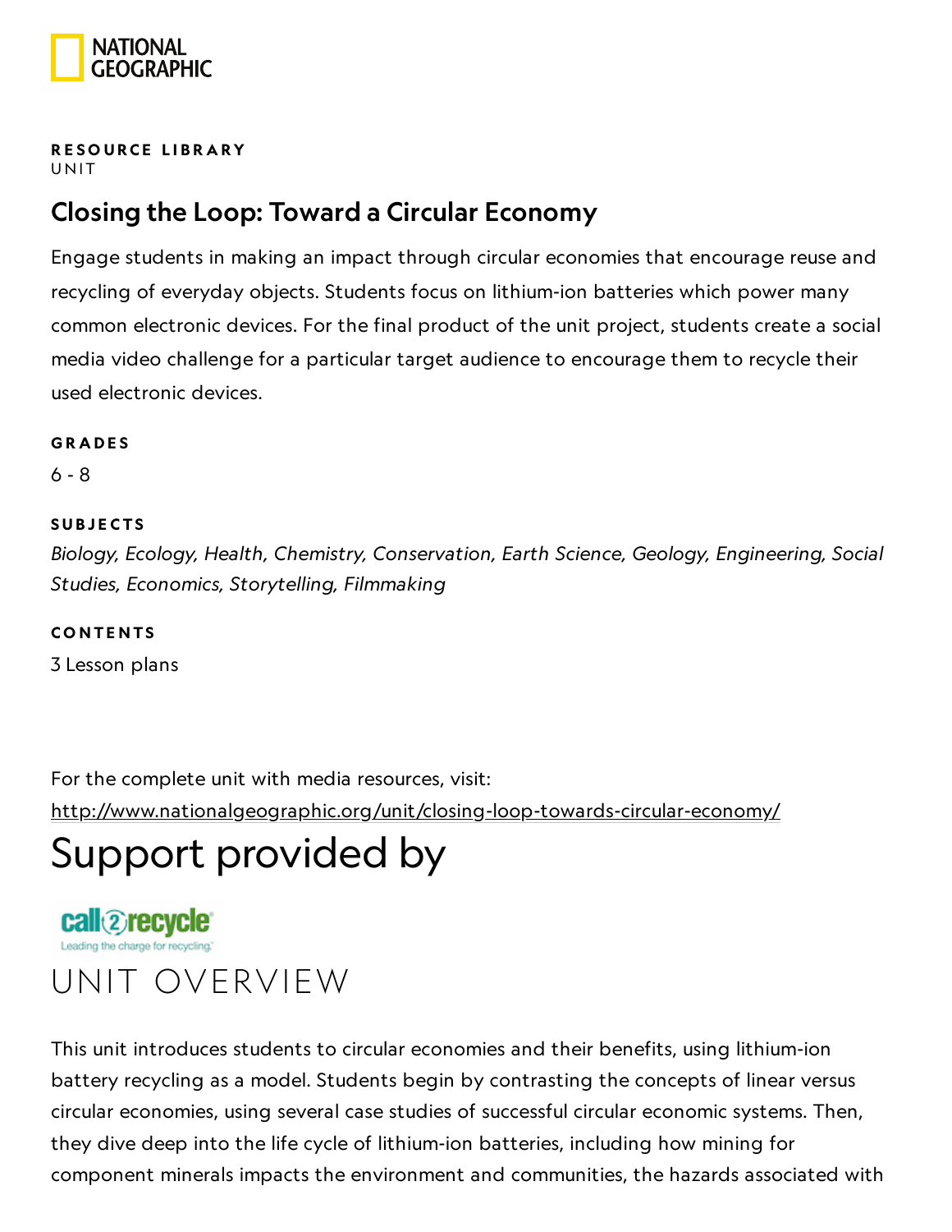RESOURCE LIBRARY
UNIT

# Closing the Loop: Toward a Circular Economy

Engage students in making an impact through circular economies that encourage reuse and recycling of everyday objects. Students focus on lithium-ion batteries which power many common electronic devices. For the final product of the unit project, students create a social media video challenge for a particular target audience to encourage them to recycle their used electronic devices.

**GRADES**

6 - 8

**SUBJECTS**

*Biology, Ecology, Health, Chemistry, Conservation, Earth Science, Geology, Engineering, Social Studies, Economics, Storytelling, Filmmaking*

**CONTENTS**

3 Lesson plans

For the complete unit with media resources, visit:
http://www.nationalgeographic.org/unit/closing-loop-towards-circular-economy/

# Support provided by

call2recycle
Leading the charge for recycling.

# UNIT OVERVIEW

This unit introduces students to circular economies and their benefits, using lithium-ion battery recycling as a model. Students begin by contrasting the concepts of linear versus circular economies, using several case studies of successful circular economic systems. Then, they dive deep into the life cycle of lithium-ion batteries, including how mining for component minerals impacts the environment and communities, the hazards associated with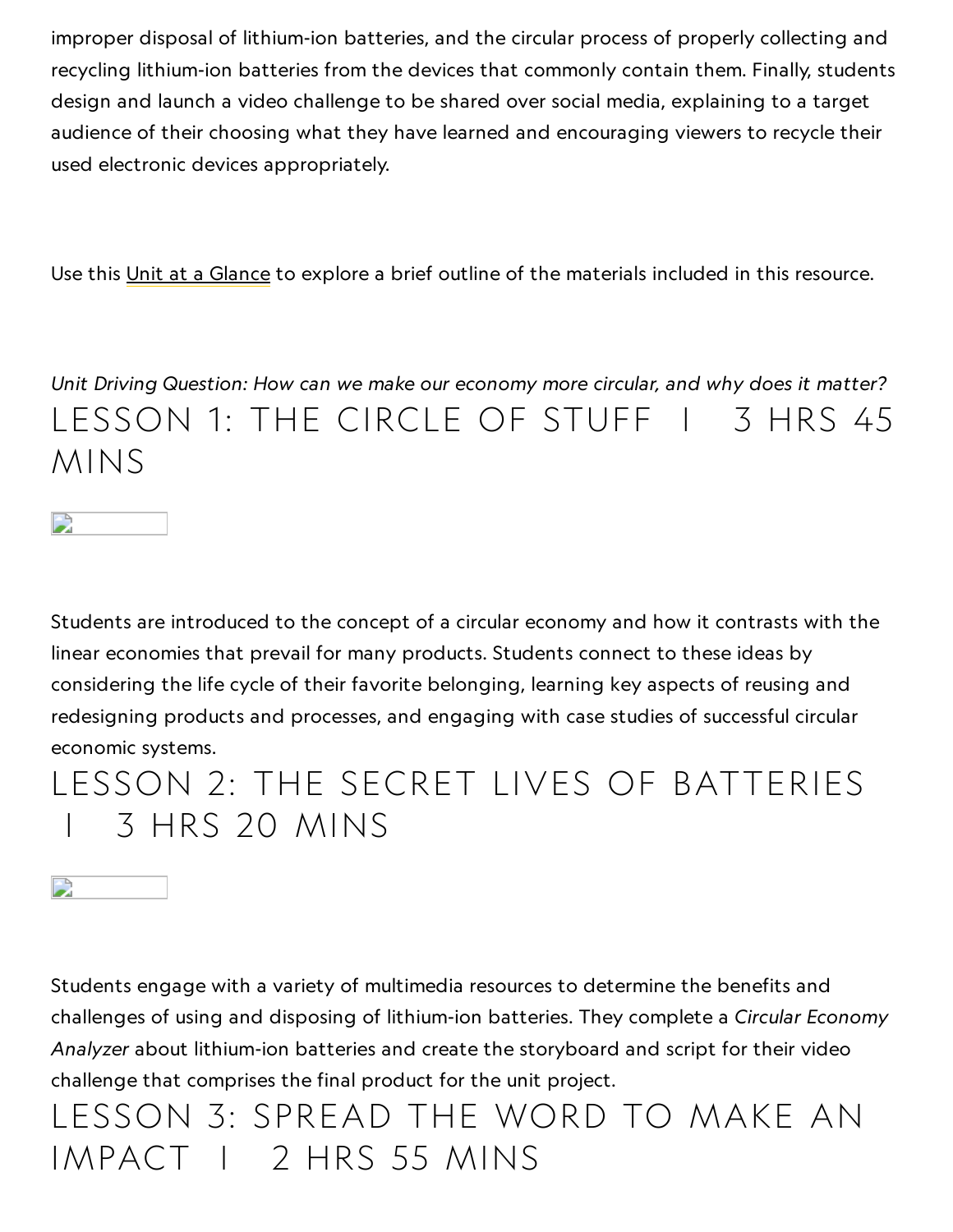improper disposal of lithium-ion batteries, and the circular process of properly collecting and recycling lithium-ion batteries from the devices that commonly contain them. Finally, students design and launch a video challenge to be shared over social media, explaining to a target audience of their choosing what they have learned and encouraging viewers to recycle their used electronic devices appropriately.

Use this Unit at a Glance to explore a brief outline of the materials included in this resource.

*Unit Driving Question: How can we make our economy more circular, and why does it matter?*

## LESSON 1: THE CIRCLE OF STUFF | 3 HRS 45 MINS

Students are introduced to the concept of a circular economy and how it contrasts with the linear economies that prevail for many products. Students connect to these ideas by considering the life cycle of their favorite belonging, learning key aspects of reusing and redesigning products and processes, and engaging with case studies of successful circular economic systems.

## LESSON 2: THE SECRET LIVES OF BATTERIES | 3 HRS 20 MINS

Students engage with a variety of multimedia resources to determine the benefits and challenges of using and disposing of lithium-ion batteries. They complete a *Circular Economy Analyzer* about lithium-ion batteries and create the storyboard and script for their video challenge that comprises the final product for the unit project.

## LESSON 3: SPREAD THE WORD TO MAKE AN IMPACT | 2 HRS 55 MINS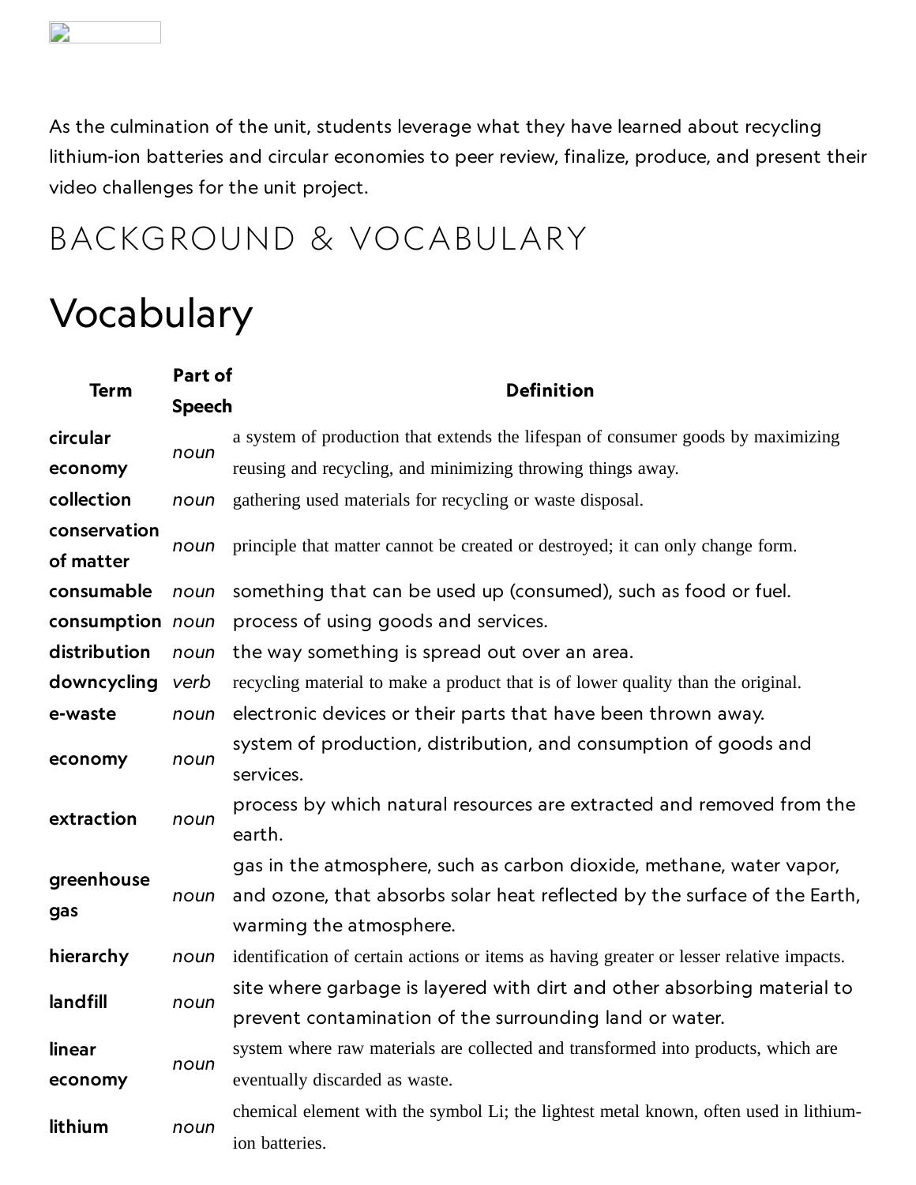As the culmination of the unit, students leverage what they have learned about recycling lithium-ion batteries and circular economies to peer review, finalize, produce, and present their video challenges for the unit project.

# BACKGROUND & VOCABULARY

## Vocabulary

| Term | Part of Speech | Definition |
| --- | --- | --- |
| **circular economy** | *noun* | a system of production that extends the lifespan of consumer goods by maximizing reusing and recycling, and minimizing throwing things away. |
| **collection** | *noun* | gathering used materials for recycling or waste disposal. |
| **conservation of matter** | *noun* | principle that matter cannot be created or destroyed; it can only change form. |
| **consumable** | *noun* | something that can be used up (consumed), such as food or fuel. |
| **consumption** | *noun* | process of using goods and services. |
| **distribution** | *noun* | the way something is spread out over an area. |
| **downcycling** | *verb* | recycling material to make a product that is of lower quality than the original. |
| **e-waste** | *noun* | electronic devices or their parts that have been thrown away. |
| **economy** | *noun* | system of production, distribution, and consumption of goods and services. |
| **extraction** | *noun* | process by which natural resources are extracted and removed from the earth. |
| **greenhouse gas** | *noun* | gas in the atmosphere, such as carbon dioxide, methane, water vapor, and ozone, that absorbs solar heat reflected by the surface of the Earth, warming the atmosphere. |
| **hierarchy** | *noun* | identification of certain actions or items as having greater or lesser relative impacts. |
| **landfill** | *noun* | site where garbage is layered with dirt and other absorbing material to prevent contamination of the surrounding land or water. |
| **linear economy** | *noun* | system where raw materials are collected and transformed into products, which are eventually discarded as waste. |
| **lithium** | *noun* | chemical element with the symbol Li; the lightest metal known, often used in lithium-ion batteries. |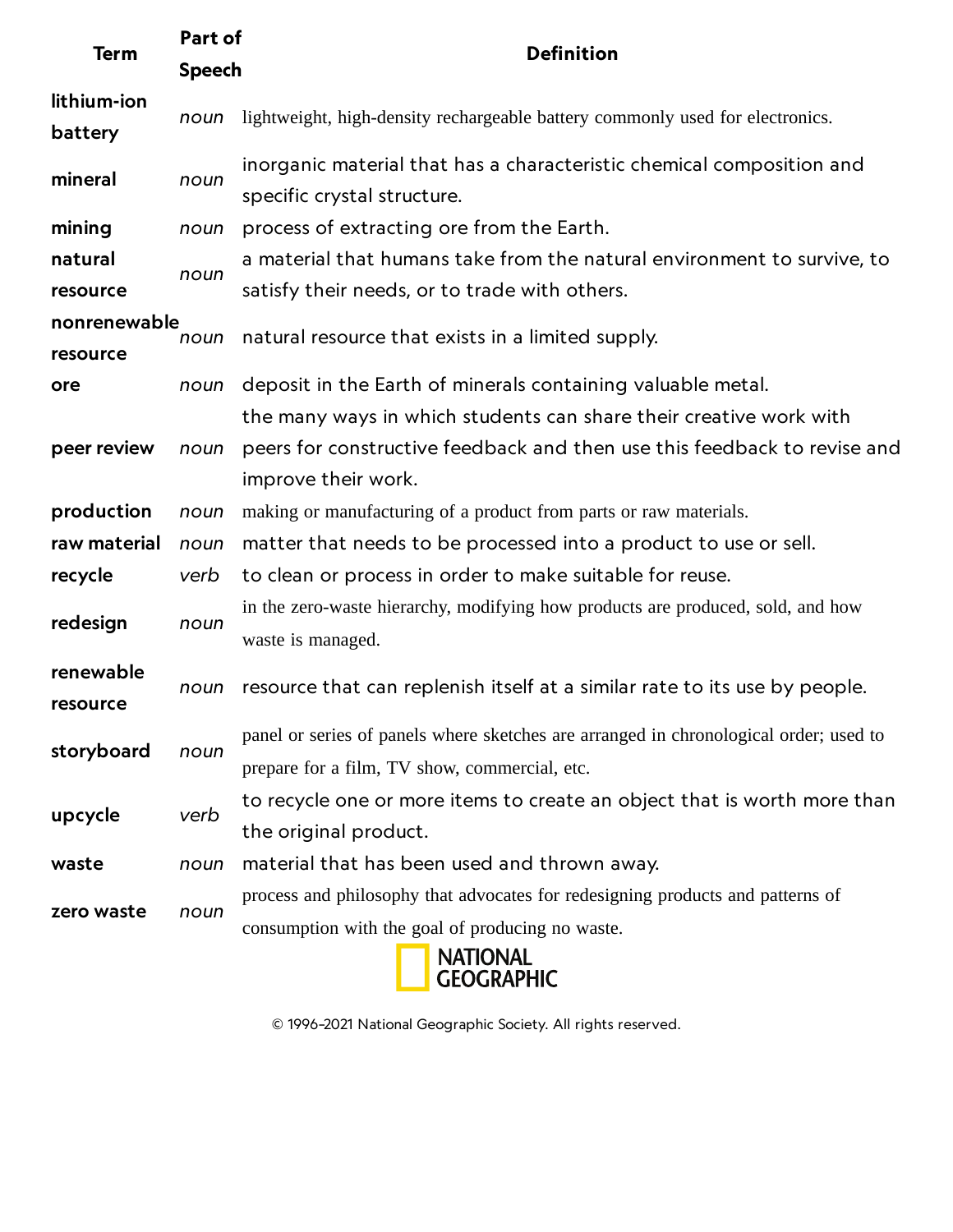| Term | Part of Speech | Definition |
|---|---|---|
| **lithium-ion battery** | *noun* | lightweight, high-density rechargeable battery commonly used for electronics. |
| **mineral** | *noun* | inorganic material that has a characteristic chemical composition and specific crystal structure. |
| **mining** | *noun* | process of extracting ore from the Earth. |
| **natural resource** | *noun* | a material that humans take from the natural environment to survive, to satisfy their needs, or to trade with others. |
| **nonrenewable resource** | *noun* | natural resource that exists in a limited supply. |
| **ore** | *noun* | deposit in the Earth of minerals containing valuable metal. |
| **peer review** | *noun* | the many ways in which students can share their creative work with peers for constructive feedback and then use this feedback to revise and improve their work. |
| **production** | *noun* | making or manufacturing of a product from parts or raw materials. |
| **raw material** | *noun* | matter that needs to be processed into a product to use or sell. |
| **recycle** | *verb* | to clean or process in order to make suitable for reuse. |
| **redesign** | *noun* | in the zero-waste hierarchy, modifying how products are produced, sold, and how waste is managed. |
| **renewable resource** | *noun* | resource that can replenish itself at a similar rate to its use by people. |
| **storyboard** | *noun* | panel or series of panels where sketches are arranged in chronological order; used to prepare for a film, TV show, commercial, etc. |
| **upcycle** | *verb* | to recycle one or more items to create an object that is worth more than the original product. |
| **waste** | *noun* | material that has been used and thrown away. |
| **zero waste** | *noun* | process and philosophy that advocates for redesigning products and patterns of consumption with the goal of producing no waste. |

NATIONAL GEOGRAPHIC

© 1996-2021 National Geographic Society. All rights reserved.